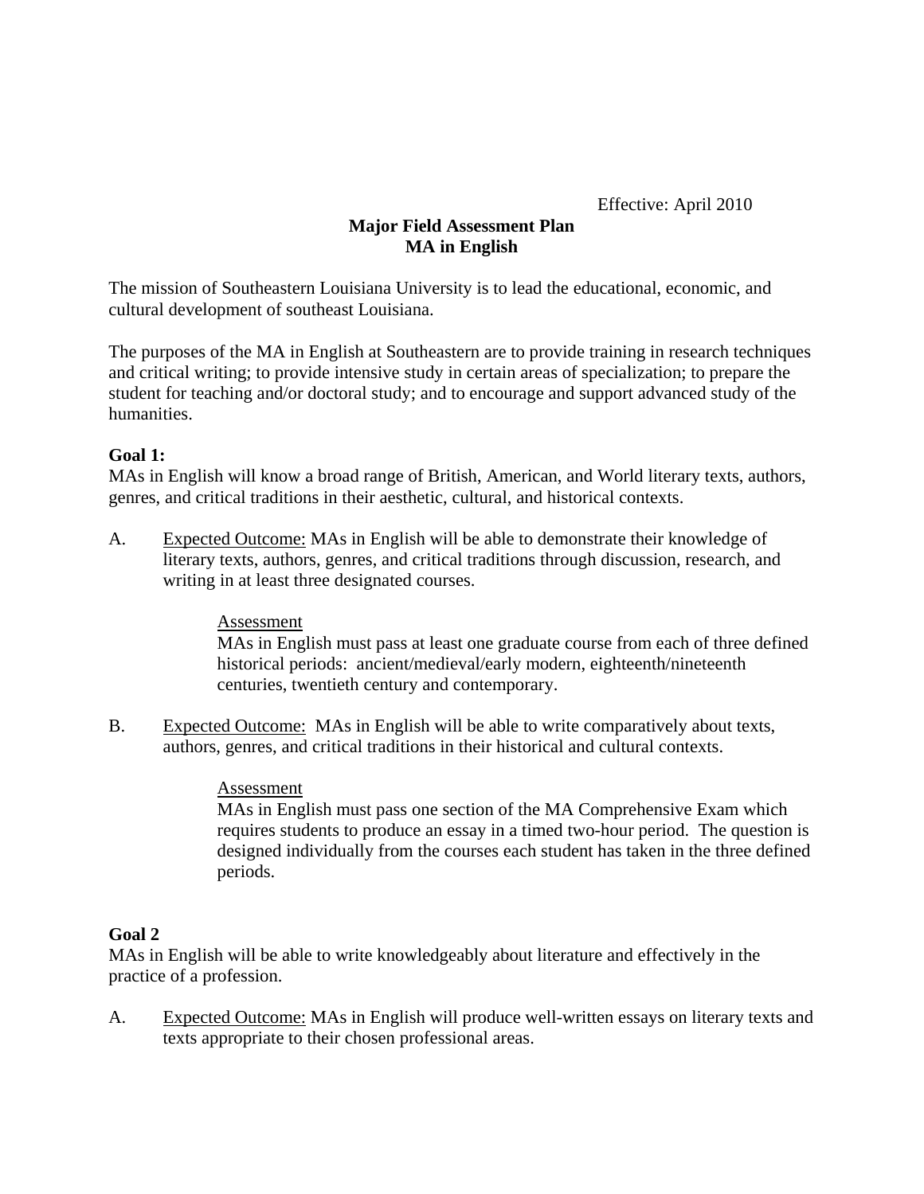Effective: April 2010

**Major Field Assessment Plan**
**MA in English**

The mission of Southeastern Louisiana University is to lead the educational, economic, and cultural development of southeast Louisiana.

The purposes of the MA in English at Southeastern are to provide training in research techniques and critical writing; to provide intensive study in certain areas of specialization; to prepare the student for teaching and/or doctoral study; and to encourage and support advanced study of the humanities.

**Goal 1:**
MAs in English will know a broad range of British, American, and World literary texts, authors, genres, and critical traditions in their aesthetic, cultural, and historical contexts.

A. <u>Expected Outcome:</u> MAs in English will be able to demonstrate their knowledge of literary texts, authors, genres, and critical traditions through discussion, research, and writing in at least three designated courses.

> <u>Assessment</u>
> MAs in English must pass at least one graduate course from each of three defined historical periods: ancient/medieval/early modern, eighteenth/nineteenth centuries, twentieth century and contemporary.

B. <u>Expected Outcome:</u> MAs in English will be able to write comparatively about texts, authors, genres, and critical traditions in their historical and cultural contexts.

> <u>Assessment</u>
> MAs in English must pass one section of the MA Comprehensive Exam which requires students to produce an essay in a timed two-hour period. The question is designed individually from the courses each student has taken in the three defined periods.

**Goal 2**
MAs in English will be able to write knowledgeably about literature and effectively in the practice of a profession.

A. <u>Expected Outcome:</u> MAs in English will produce well-written essays on literary texts and texts appropriate to their chosen professional areas.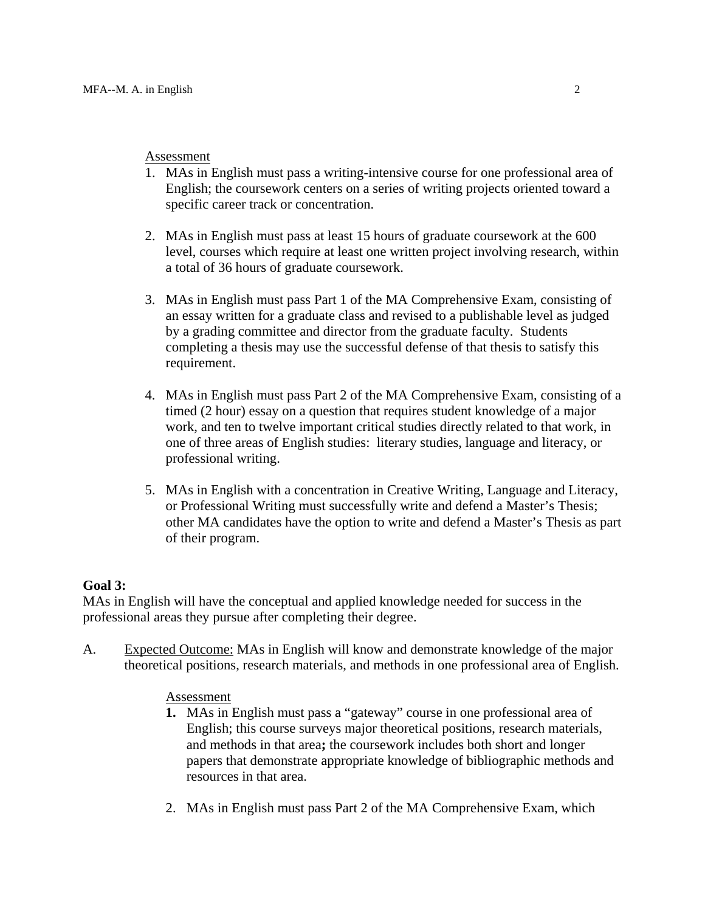Assessment

1. MAs in English must pass a writing-intensive course for one professional area of English; the coursework centers on a series of writing projects oriented toward a specific career track or concentration.

2. MAs in English must pass at least 15 hours of graduate coursework at the 600 level, courses which require at least one written project involving research, within a total of 36 hours of graduate coursework.

3. MAs in English must pass Part 1 of the MA Comprehensive Exam, consisting of an essay written for a graduate class and revised to a publishable level as judged by a grading committee and director from the graduate faculty. Students completing a thesis may use the successful defense of that thesis to satisfy this requirement.

4. MAs in English must pass Part 2 of the MA Comprehensive Exam, consisting of a timed (2 hour) essay on a question that requires student knowledge of a major work, and ten to twelve important critical studies directly related to that work, in one of three areas of English studies: literary studies, language and literacy, or professional writing.

5. MAs in English with a concentration in Creative Writing, Language and Literacy, or Professional Writing must successfully write and defend a Master's Thesis; other MA candidates have the option to write and defend a Master's Thesis as part of their program.

**Goal 3:**
MAs in English will have the conceptual and applied knowledge needed for success in the professional areas they pursue after completing their degree.

A. Expected Outcome: MAs in English will know and demonstrate knowledge of the major theoretical positions, research materials, and methods in one professional area of English.

Assessment

1. MAs in English must pass a "gateway" course in one professional area of English; this course surveys major theoretical positions, research materials, and methods in that area**;** the coursework includes both short and longer papers that demonstrate appropriate knowledge of bibliographic methods and resources in that area.

2. MAs in English must pass Part 2 of the MA Comprehensive Exam, which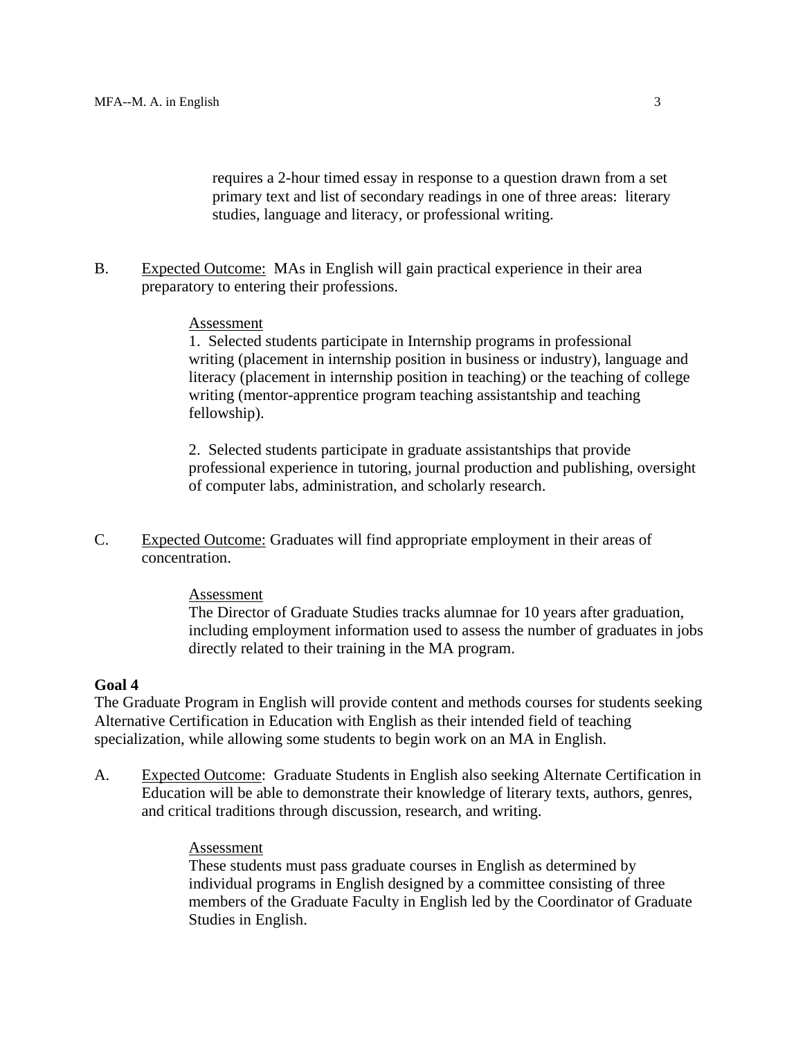requires a 2-hour timed essay in response to a question drawn from a set primary text and list of secondary readings in one of three areas: literary studies, language and literacy, or professional writing.

B. Expected Outcome: MAs in English will gain practical experience in their area preparatory to entering their professions.

Assessment

1. Selected students participate in Internship programs in professional writing (placement in internship position in business or industry), language and literacy (placement in internship position in teaching) or the teaching of college writing (mentor-apprentice program teaching assistantship and teaching fellowship).

2. Selected students participate in graduate assistantships that provide professional experience in tutoring, journal production and publishing, oversight of computer labs, administration, and scholarly research.

C. Expected Outcome: Graduates will find appropriate employment in their areas of concentration.

Assessment

The Director of Graduate Studies tracks alumnae for 10 years after graduation, including employment information used to assess the number of graduates in jobs directly related to their training in the MA program.

**Goal 4**

The Graduate Program in English will provide content and methods courses for students seeking Alternative Certification in Education with English as their intended field of teaching specialization, while allowing some students to begin work on an MA in English.

A. Expected Outcome: Graduate Students in English also seeking Alternate Certification in Education will be able to demonstrate their knowledge of literary texts, authors, genres, and critical traditions through discussion, research, and writing.

Assessment

These students must pass graduate courses in English as determined by individual programs in English designed by a committee consisting of three members of the Graduate Faculty in English led by the Coordinator of Graduate Studies in English.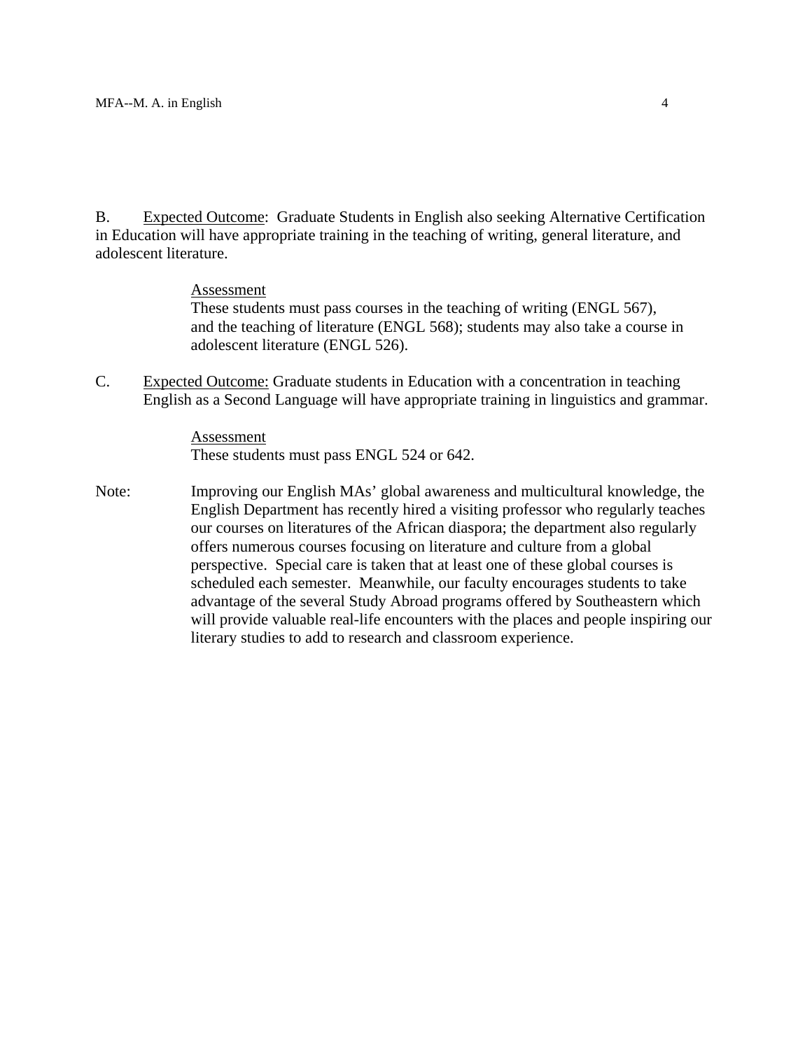B. Expected Outcome: Graduate Students in English also seeking Alternative Certification in Education will have appropriate training in the teaching of writing, general literature, and adolescent literature.

> Assessment
>
> These students must pass courses in the teaching of writing (ENGL 567), and the teaching of literature (ENGL 568); students may also take a course in adolescent literature (ENGL 526).

C. Expected Outcome: Graduate students in Education with a concentration in teaching English as a Second Language will have appropriate training in linguistics and grammar.

> Assessment
>
> These students must pass ENGL 524 or 642.

Note: Improving our English MAs' global awareness and multicultural knowledge, the English Department has recently hired a visiting professor who regularly teaches our courses on literatures of the African diaspora; the department also regularly offers numerous courses focusing on literature and culture from a global perspective. Special care is taken that at least one of these global courses is scheduled each semester. Meanwhile, our faculty encourages students to take advantage of the several Study Abroad programs offered by Southeastern which will provide valuable real-life encounters with the places and people inspiring our literary studies to add to research and classroom experience.